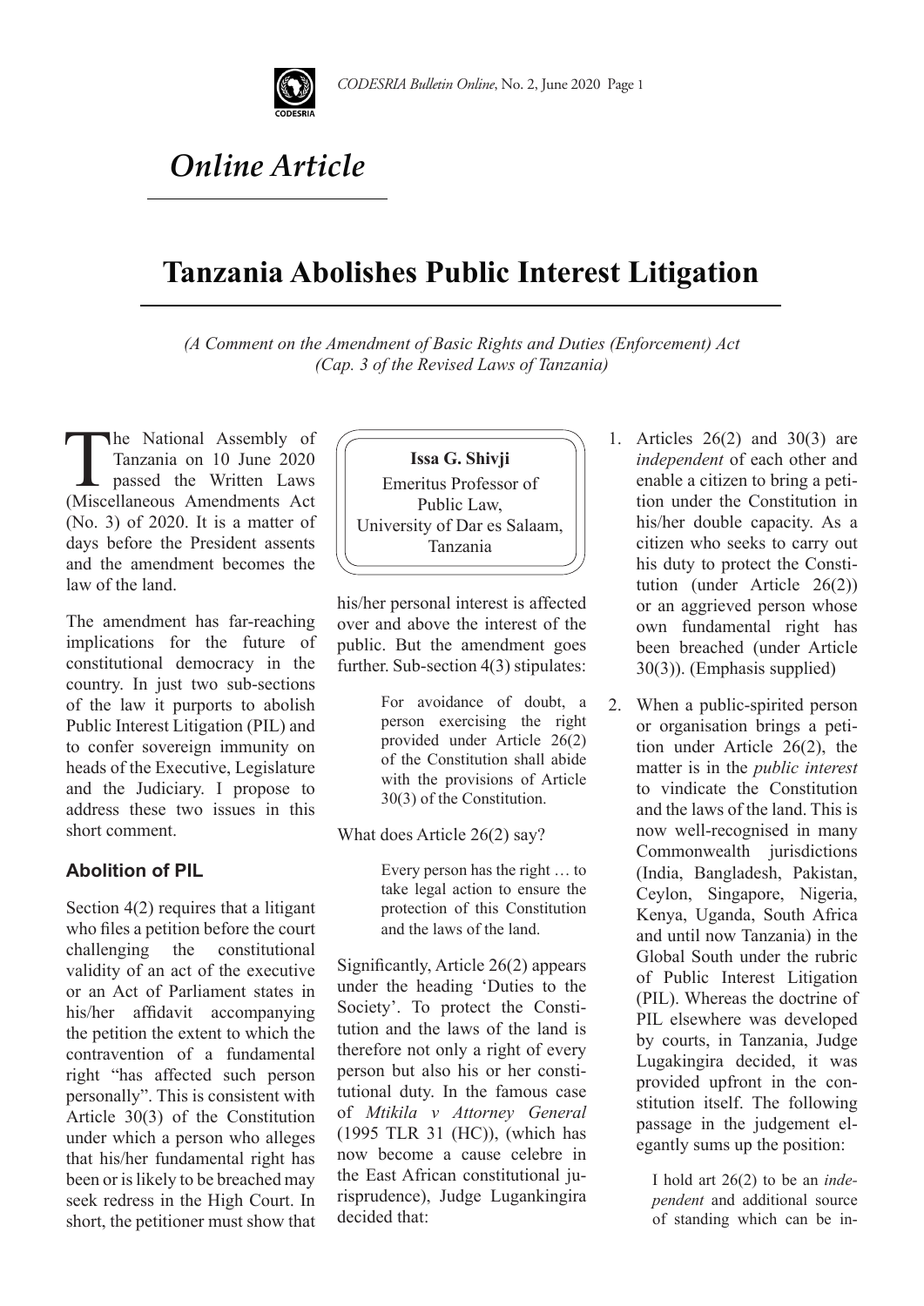*Online Article*

# Tanzania Abolishes Public Interest Litigation

*(A Comment on the Amendment of Basic Rights and Duties (Enforcement) Act (Cap. 3 of the Revised Laws of Tanzania)*

**Issa G. Shivji**
Emeritus Professor of Public Law,
University of Dar es Salaam,
Tanzania

The National Assembly of Tanzania on 10 June 2020 passed the Written Laws (Miscellaneous Amendments Act (No. 3) of 2020. It is a matter of days before the President assents and the amendment becomes the law of the land.

The amendment has far-reaching implications for the future of constitutional democracy in the country. In just two sub-sections of the law it purports to abolish Public Interest Litigation (PIL) and to confer sovereign immunity on heads of the Executive, Legislature and the Judiciary. I propose to address these two issues in this short comment.

## Abolition of PIL

Section 4(2) requires that a litigant who files a petition before the court challenging the constitutional validity of an act of the executive or an Act of Parliament states in his/her affidavit accompanying the petition the extent to which the contravention of a fundamental right "has affected such person personally". This is consistent with Article 30(3) of the Constitution under which a person who alleges that his/her fundamental right has been or is likely to be breached may seek redress in the High Court. In short, the petitioner must show that his/her personal interest is affected over and above the interest of the public. But the amendment goes further. Sub-section 4(3) stipulates:

> For avoidance of doubt, a person exercising the right provided under Article 26(2) of the Constitution shall abide with the provisions of Article 30(3) of the Constitution.

What does Article 26(2) say?

> Every person has the right … to take legal action to ensure the protection of this Constitution and the laws of the land.

Significantly, Article 26(2) appears under the heading 'Duties to the Society'. To protect the Constitution and the laws of the land is therefore not only a right of every person but also his or her constitutional duty. In the famous case of *Mtikila v Attorney General* (1995 TLR 31 (HC)), (which has now become a cause celebre in the East African constitutional jurisprudence), Judge Lugankingira decided that:

1. Articles 26(2) and 30(3) are *independent* of each other and enable a citizen to bring a petition under the Constitution in his/her double capacity. As a citizen who seeks to carry out his duty to protect the Constitution (under Article 26(2)) or an aggrieved person whose own fundamental right has been breached (under Article 30(3)). (Emphasis supplied)

2. When a public-spirited person or organisation brings a petition under Article 26(2), the matter is in the *public interest* to vindicate the Constitution and the laws of the land. This is now well-recognised in many Commonwealth jurisdictions (India, Bangladesh, Pakistan, Ceylon, Singapore, Nigeria, Kenya, Uganda, South Africa and until now Tanzania) in the Global South under the rubric of Public Interest Litigation (PIL). Whereas the doctrine of PIL elsewhere was developed by courts, in Tanzania, Judge Lugakingira decided, it was provided upfront in the constitution itself. The following passage in the judgement elegantly sums up the position:

> I hold art 26(2) to be an *independent* and additional source of standing which can be in-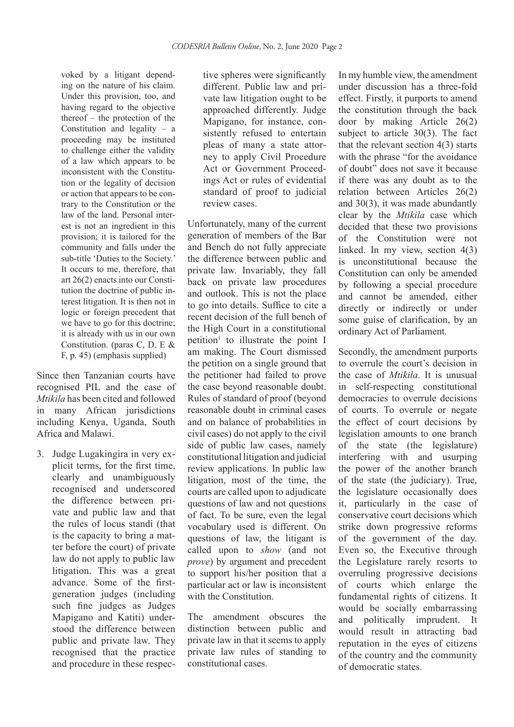> voked by a litigant depending on the nature of his claim. Under this provision, too, and having regard to the objective thereof – the protection of the Constitution and legality – a proceeding may be instituted to challenge either the validity of a law which appears to be inconsistent with the Constitution or the legality of decision or action that appears to be contrary to the Constitution or the law of the land. Personal interest is not an ingredient in this provision; it is tailored for the community and falls under the sub-title 'Duties to the Society.' It occurs to me, therefore, that art 26(2) enacts into our Constitution the doctrine of public interest litigation. It is then not in logic or foreign precedent that we have to go for this doctrine; it is already with us in our own Constitution. (paras C, D, E & F, p. 45) (emphasis supplied)

Since then Tanzanian courts have recognised PIL and the case of *Mtikila* has been cited and followed in many African jurisdictions including Kenya, Uganda, South Africa and Malawi.

3. Judge Lugakingira in very explicit terms, for the first time, clearly and unambiguously recognised and underscored the difference between private and public law and that the rules of locus standi (that is the capacity to bring a matter before the court) of private law do not apply to public law litigation. This was a great advance. Some of the first-generation judges (including such fine judges as Judges Mapigano and Katiti) understood the difference between public and private law. They recognised that the practice and procedure in these respective spheres were significantly different. Public law and private law litigation ought to be approached differently. Judge Mapigano, for instance, consistently refused to entertain pleas of many a state attorney to apply Civil Procedure Act or Government Proceedings Act or rules of evidential standard of proof to judicial review cases.

Unfortunately, many of the current generation of members of the Bar and Bench do not fully appreciate the difference between public and private law. Invariably, they fall back on private law procedures and outlook. This is not the place to go into details. Suffice to cite a recent decision of the full bench of the High Court in a constitutional petition[1] to illustrate the point I am making. The Court dismissed the petition on a single ground that the petitioner had failed to prove the case beyond reasonable doubt. Rules of standard of proof (beyond reasonable doubt in criminal cases and on balance of probabilities in civil cases) do not apply to the civil side of public law cases, namely constitutional litigation and judicial review applications. In public law litigation, most of the time, the courts are called upon to adjudicate questions of law and not questions of fact. To be sure, even the legal vocabulary used is different. On questions of law, the litigant is called upon to *show* (and not *prove*) by argument and precedent to support his/her position that a particular act or law is inconsistent with the Constitution.

The amendment obscures the distinction between public and private law in that it seems to apply private law rules of standing to constitutional cases.

In my humble view, the amendment under discussion has a three-fold effect. Firstly, it purports to amend the constitution through the back door by making Article 26(2) subject to article 30(3). The fact that the relevant section 4(3) starts with the phrase "for the avoidance of doubt" does not save it because if there was any doubt as to the relation between Articles 26(2) and 30(3), it was made abundantly clear by the *Mtikila* case which decided that these two provisions of the Constitution were not linked. In my view, section 4(3) is unconstitutional because the Constitution can only be amended by following a special procedure and cannot be amended, either directly or indirectly or under some guise of clarification, by an ordinary Act of Parliament.

Secondly, the amendment purports to overrule the court's decision in the case of *Mtikila*. It is unusual in self-respecting constitutional democracies to overrule decisions of courts. To overrule or negate the effect of court decisions by legislation amounts to one branch of the state (the legislature) interfering with and usurping the power of the another branch of the state (the judiciary). True, the legislature occasionally does it, particularly in the case of conservative court decisions which strike down progressive reforms of the government of the day. Even so, the Executive through the Legislature rarely resorts to overruling progressive decisions of courts which enlarge the fundamental rights of citizens. It would be socially embarrassing and politically imprudent. It would result in attracting bad reputation in the eyes of citizens of the country and the community of democratic states.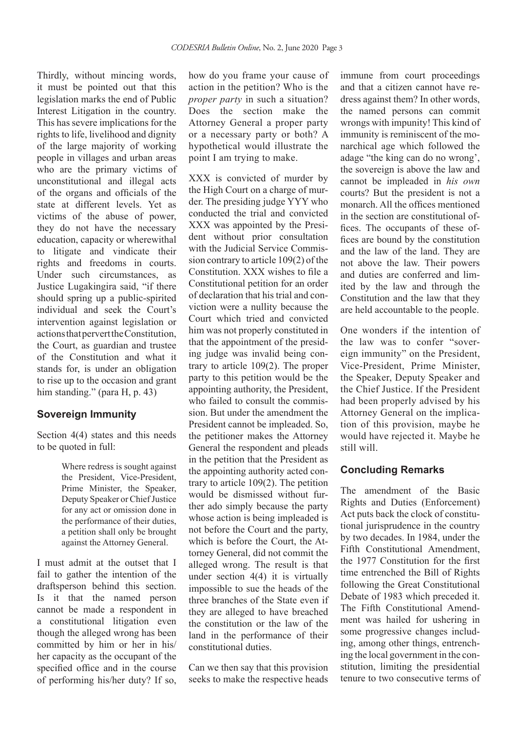Thirdly, without mincing words, it must be pointed out that this legislation marks the end of Public Interest Litigation in the country. This has severe implications for the rights to life, livelihood and dignity of the large majority of working people in villages and urban areas who are the primary victims of unconstitutional and illegal acts of the organs and officials of the state at different levels. Yet as victims of the abuse of power, they do not have the necessary education, capacity or wherewithal to litigate and vindicate their rights and freedoms in courts. Under such circumstances, as Justice Lugakingira said, "if there should spring up a public-spirited individual and seek the Court's intervention against legislation or actions that pervert the Constitution, the Court, as guardian and trustee of the Constitution and what it stands for, is under an obligation to rise up to the occasion and grant him standing." (para H, p. 43)

## Sovereign Immunity

Section 4(4) states and this needs to be quoted in full:

> Where redress is sought against the President, Vice-President, Prime Minister, the Speaker, Deputy Speaker or Chief Justice for any act or omission done in the performance of their duties, a petition shall only be brought against the Attorney General.

I must admit at the outset that I fail to gather the intention of the draftsperson behind this section. Is it that the named person cannot be made a respondent in a constitutional litigation even though the alleged wrong has been committed by him or her in his/her capacity as the occupant of the specified office and in the course of performing his/her duty? If so, how do you frame your cause of action in the petition? Who is the *proper party* in such a situation? Does the section make the Attorney General a proper party or a necessary party or both? A hypothetical would illustrate the point I am trying to make.

XXX is convicted of murder by the High Court on a charge of murder. The presiding judge YYY who conducted the trial and convicted XXX was appointed by the President without prior consultation with the Judicial Service Commission contrary to article 109(2) of the Constitution. XXX wishes to file a Constitutional petition for an order of declaration that his trial and conviction were a nullity because the Court which tried and convicted him was not properly constituted in that the appointment of the presiding judge was invalid being contrary to article 109(2). The proper party to this petition would be the appointing authority, the President, who failed to consult the commission. But under the amendment the President cannot be impleaded. So, the petitioner makes the Attorney General the respondent and pleads in the petition that the President as the appointing authority acted contrary to article 109(2). The petition would be dismissed without further ado simply because the party whose action is being impleaded is not before the Court and the party, which is before the Court, the Attorney General, did not commit the alleged wrong. The result is that under section 4(4) it is virtually impossible to sue the heads of the three branches of the State even if they are alleged to have breached the constitution or the law of the land in the performance of their constitutional duties.

Can we then say that this provision seeks to make the respective heads immune from court proceedings and that a citizen cannot have redress against them? In other words, the named persons can commit wrongs with impunity! This kind of immunity is reminiscent of the monarchical age which followed the adage "the king can do no wrong', the sovereign is above the law and cannot be impleaded in *his own* courts? But the president is not a monarch. All the offices mentioned in the section are constitutional offices. The occupants of these offices are bound by the constitution and the law of the land. They are not above the law. Their powers and duties are conferred and limited by the law and through the Constitution and the law that they are held accountable to the people.

One wonders if the intention of the law was to confer "sovereign immunity" on the President, Vice-President, Prime Minister, the Speaker, Deputy Speaker and the Chief Justice. If the President had been properly advised by his Attorney General on the implication of this provision, maybe he would have rejected it. Maybe he still will.

## Concluding Remarks

The amendment of the Basic Rights and Duties (Enforcement) Act puts back the clock of constitutional jurisprudence in the country by two decades. In 1984, under the Fifth Constitutional Amendment, the 1977 Constitution for the first time entrenched the Bill of Rights following the Great Constitutional Debate of 1983 which preceded it. The Fifth Constitutional Amendment was hailed for ushering in some progressive changes including, among other things, entrenching the local government in the constitution, limiting the presidential tenure to two consecutive terms of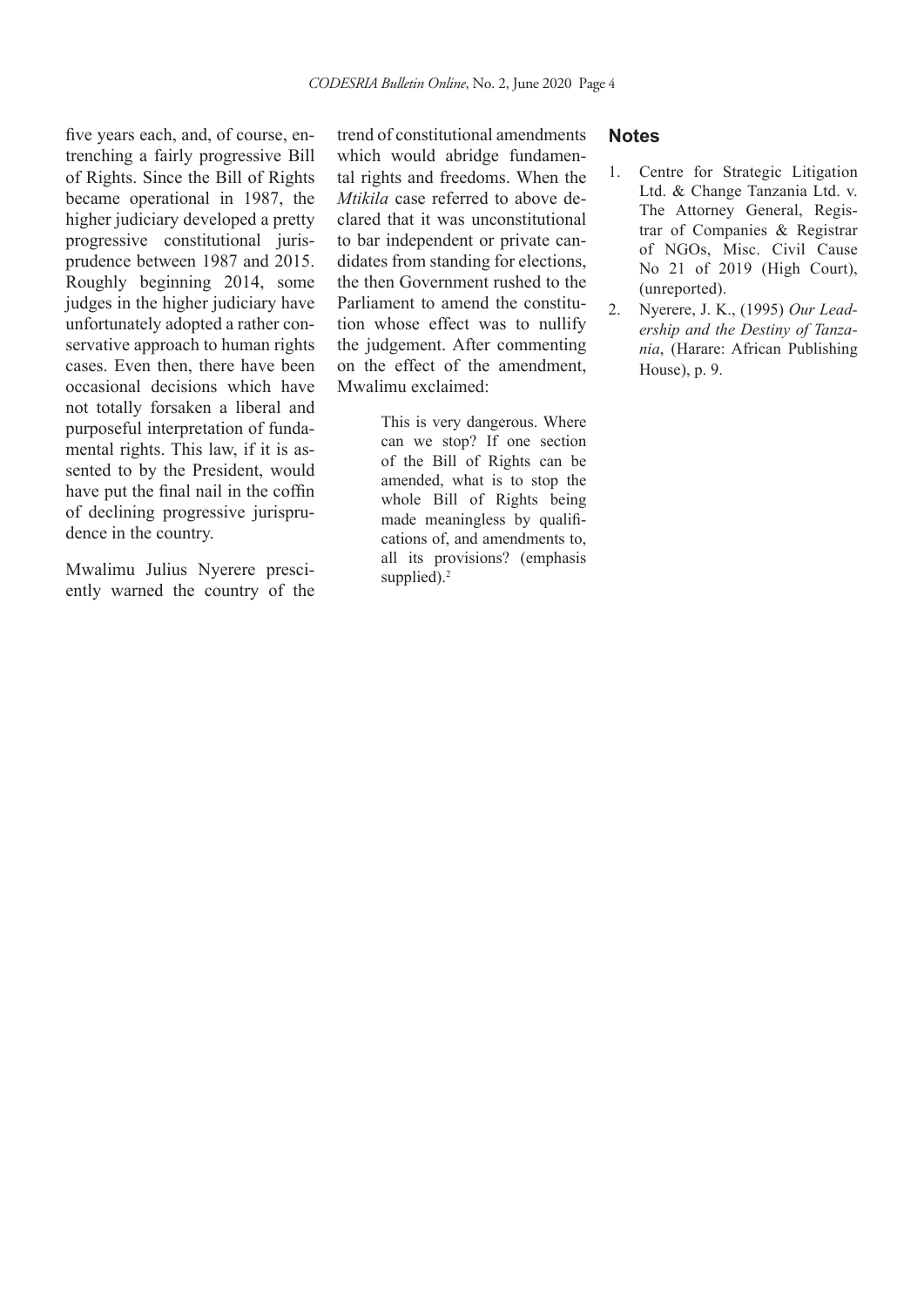five years each, and, of course, entrenching a fairly progressive Bill of Rights. Since the Bill of Rights became operational in 1987, the higher judiciary developed a pretty progressive constitutional jurisprudence between 1987 and 2015. Roughly beginning 2014, some judges in the higher judiciary have unfortunately adopted a rather conservative approach to human rights cases. Even then, there have been occasional decisions which have not totally forsaken a liberal and purposeful interpretation of fundamental rights. This law, if it is assented to by the President, would have put the final nail in the coffin of declining progressive jurisprudence in the country.

Mwalimu Julius Nyerere presciently warned the country of the trend of constitutional amendments which would abridge fundamental rights and freedoms. When the *Mtikila* case referred to above declared that it was unconstitutional to bar independent or private candidates from standing for elections, the then Government rushed to the Parliament to amend the constitution whose effect was to nullify the judgement. After commenting on the effect of the amendment, Mwalimu exclaimed:

> This is very dangerous. Where can we stop? If one section of the Bill of Rights can be amended, what is to stop the whole Bill of Rights being made meaningless by qualifications of, and amendments to, all its provisions? (emphasis supplied).[2]

## Notes

1. Centre for Strategic Litigation Ltd. & Change Tanzania Ltd. v. The Attorney General, Registrar of Companies & Registrar of NGOs, Misc. Civil Cause No 21 of 2019 (High Court), (unreported).
2. Nyerere, J. K., (1995) *Our Leadership and the Destiny of Tanzania*, (Harare: African Publishing House), p. 9.